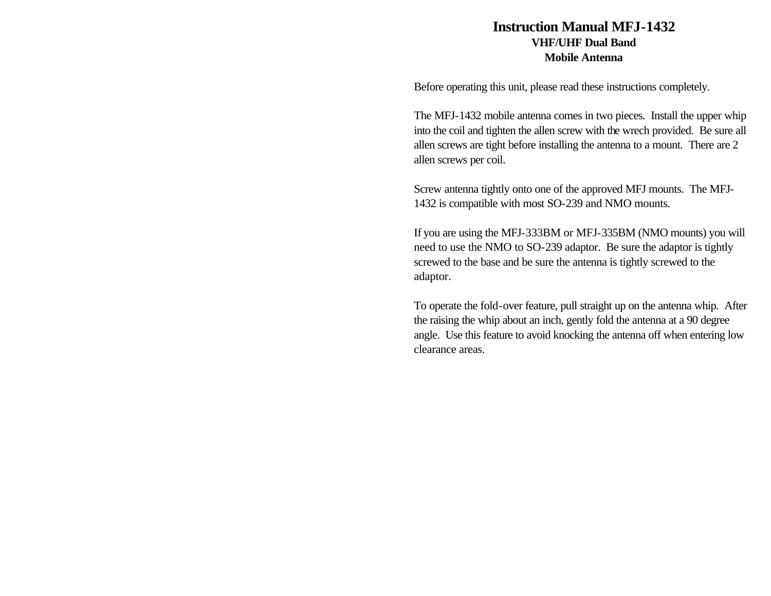# Instruction Manual MFJ-1432

**VHF/UHF Dual Band**

**Mobile Antenna**

Before operating this unit, please read these instructions completely.

The MFJ-1432 mobile antenna comes in two pieces. Install the upper whip into the coil and tighten the allen screw with the wrech provided. Be sure all allen screws are tight before installing the antenna to a mount. There are 2 allen screws per coil.

Screw antenna tightly onto one of the approved MFJ mounts. The MFJ-1432 is compatible with most SO-239 and NMO mounts.

If you are using the MFJ-333BM or MFJ-335BM (NMO mounts) you will need to use the NMO to SO-239 adaptor. Be sure the adaptor is tightly screwed to the base and be sure the antenna is tightly screwed to the adaptor.

To operate the fold-over feature, pull straight up on the antenna whip. After the raising the whip about an inch, gently fold the antenna at a 90 degree angle. Use this feature to avoid knocking the antenna off when entering low clearance areas.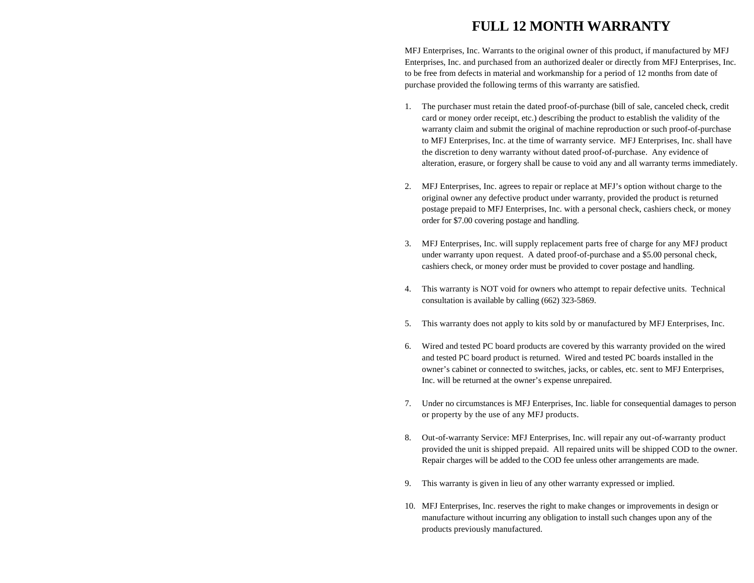# FULL 12 MONTH WARRANTY

MFJ Enterprises, Inc. Warrants to the original owner of this product, if manufactured by MFJ Enterprises, Inc. and purchased from an authorized dealer or directly from MFJ Enterprises, Inc. to be free from defects in material and workmanship for a period of 12 months from date of purchase provided the following terms of this warranty are satisfied.

1. The purchaser must retain the dated proof-of-purchase (bill of sale, canceled check, credit card or money order receipt, etc.) describing the product to establish the validity of the warranty claim and submit the original of machine reproduction or such proof-of-purchase to MFJ Enterprises, Inc. at the time of warranty service. MFJ Enterprises, Inc. shall have the discretion to deny warranty without dated proof-of-purchase. Any evidence of alteration, erasure, or forgery shall be cause to void any and all warranty terms immediately.

2. MFJ Enterprises, Inc. agrees to repair or replace at MFJ's option without charge to the original owner any defective product under warranty, provided the product is returned postage prepaid to MFJ Enterprises, Inc. with a personal check, cashiers check, or money order for $7.00 covering postage and handling.

3. MFJ Enterprises, Inc. will supply replacement parts free of charge for any MFJ product under warranty upon request. A dated proof-of-purchase and a $5.00 personal check, cashiers check, or money order must be provided to cover postage and handling.

4. This warranty is NOT void for owners who attempt to repair defective units. Technical consultation is available by calling (662) 323-5869.

5. This warranty does not apply to kits sold by or manufactured by MFJ Enterprises, Inc.

6. Wired and tested PC board products are covered by this warranty provided on the wired and tested PC board product is returned. Wired and tested PC boards installed in the owner's cabinet or connected to switches, jacks, or cables, etc. sent to MFJ Enterprises, Inc. will be returned at the owner's expense unrepaired.

7. Under no circumstances is MFJ Enterprises, Inc. liable for consequential damages to person or property by the use of any MFJ products.

8. Out-of-warranty Service: MFJ Enterprises, Inc. will repair any out-of-warranty product provided the unit is shipped prepaid. All repaired units will be shipped COD to the owner. Repair charges will be added to the COD fee unless other arrangements are made.

9. This warranty is given in lieu of any other warranty expressed or implied.

10. MFJ Enterprises, Inc. reserves the right to make changes or improvements in design or manufacture without incurring any obligation to install such changes upon any of the products previously manufactured.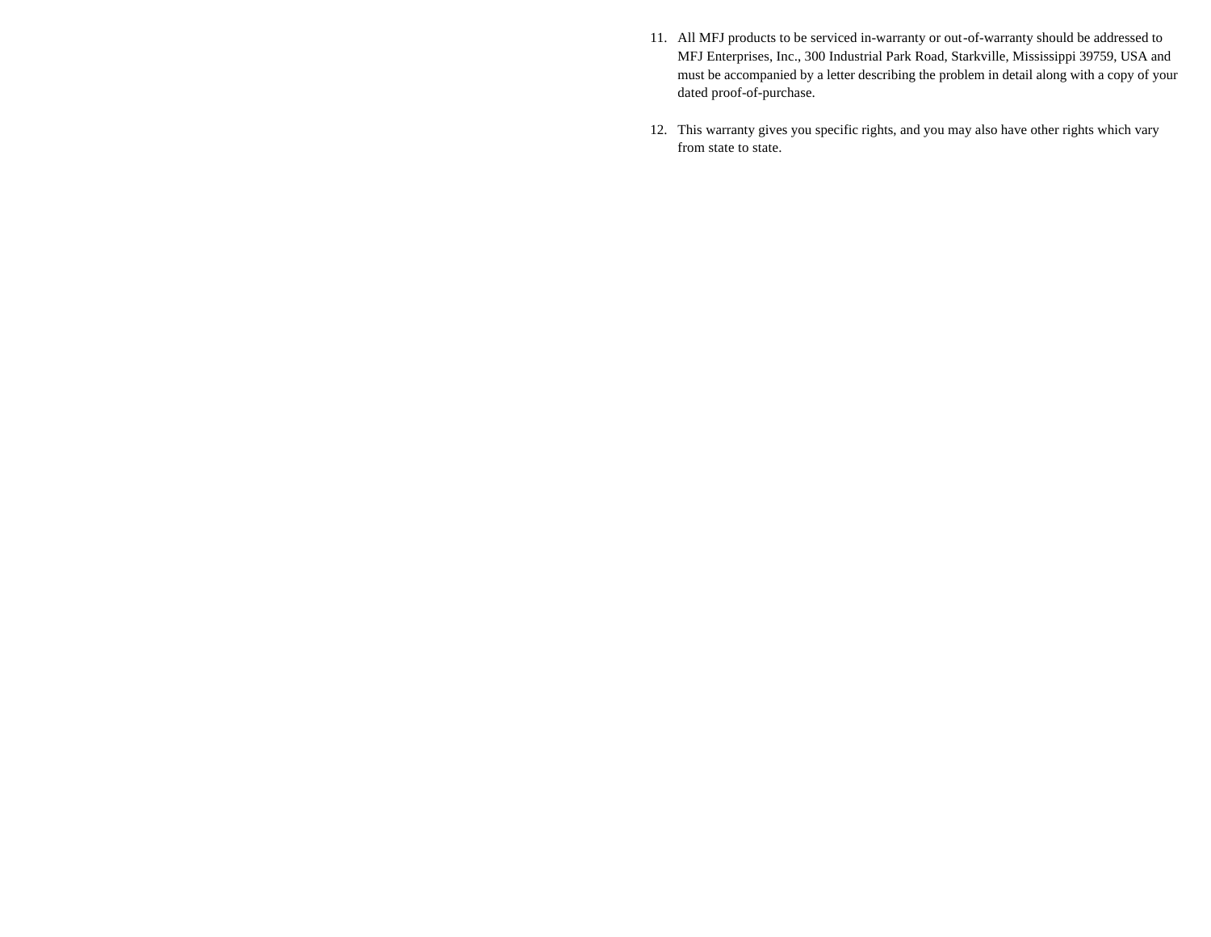11. All MFJ products to be serviced in-warranty or out-of-warranty should be addressed to MFJ Enterprises, Inc., 300 Industrial Park Road, Starkville, Mississippi 39759, USA and must be accompanied by a letter describing the problem in detail along with a copy of your dated proof-of-purchase.

12. This warranty gives you specific rights, and you may also have other rights which vary from state to state.